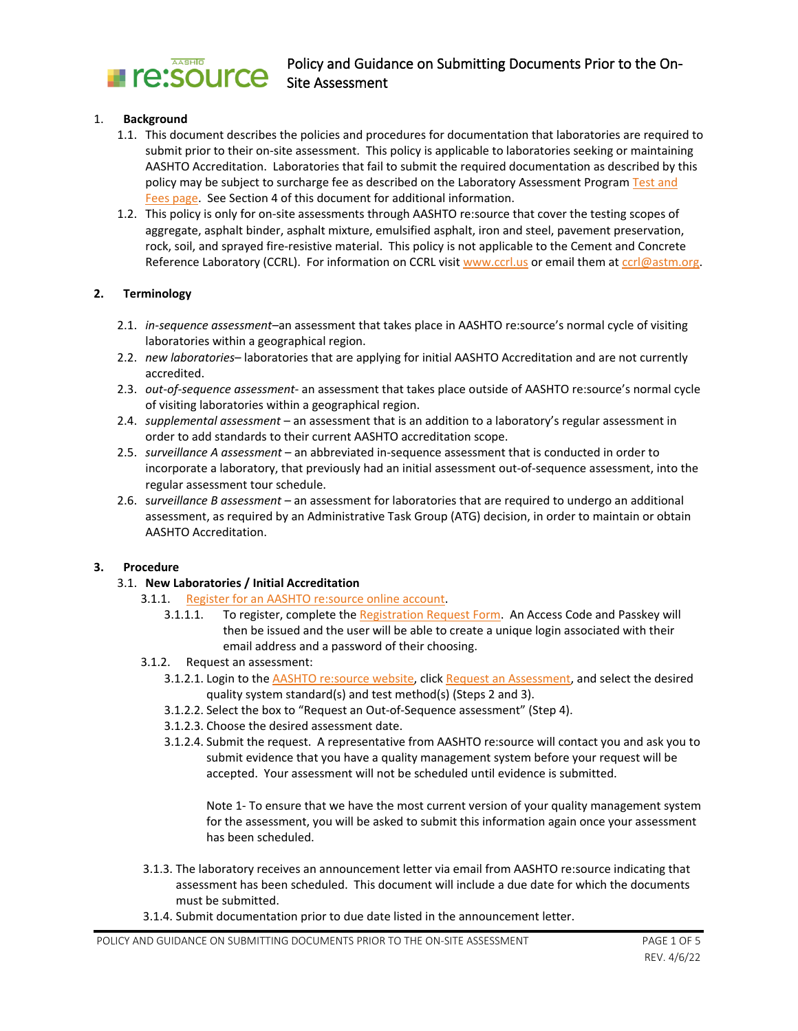# Policy and Guidance on Submitting Documents Prior to the On-Site Assessment

## 1. Background

1.1. This document describes the policies and procedures for documentation that laboratories are required to submit prior to their on-site assessment. This policy is applicable to laboratories seeking or maintaining AASHTO Accreditation. Laboratories that fail to submit the required documentation as described by this policy may be subject to surcharge fee as described on the Laboratory Assessment Program Test and Fees page. See Section 4 of this document for additional information.

1.2. This policy is only for on-site assessments through AASHTO re:source that cover the testing scopes of aggregate, asphalt binder, asphalt mixture, emulsified asphalt, iron and steel, pavement preservation, rock, soil, and sprayed fire-resistive material. This policy is not applicable to the Cement and Concrete Reference Laboratory (CCRL). For information on CCRL visit www.ccrl.us or email them at ccrl@astm.org.

## 2. Terminology

2.1. *in-sequence assessment*–an assessment that takes place in AASHTO re:source's normal cycle of visiting laboratories within a geographical region.

2.2. *new laboratories*– laboratories that are applying for initial AASHTO Accreditation and are not currently accredited.

2.3. *out-of-sequence assessment*- an assessment that takes place outside of AASHTO re:source's normal cycle of visiting laboratories within a geographical region.

2.4. *supplemental assessment* – an assessment that is an addition to a laboratory's regular assessment in order to add standards to their current AASHTO accreditation scope.

2.5. *surveillance A assessment* – an abbreviated in-sequence assessment that is conducted in order to incorporate a laboratory, that previously had an initial assessment out-of-sequence assessment, into the regular assessment tour schedule.

2.6. s*urveillance B assessment* – an assessment for laboratories that are required to undergo an additional assessment, as required by an Administrative Task Group (ATG) decision, in order to maintain or obtain AASHTO Accreditation.

## 3. Procedure

### 3.1. New Laboratories / Initial Accreditation

3.1.1. Register for an AASHTO re:source online account.

3.1.1.1. To register, complete the Registration Request Form. An Access Code and Passkey will then be issued and the user will be able to create a unique login associated with their email address and a password of their choosing.

3.1.2. Request an assessment:

3.1.2.1. Login to the AASHTO re:source website, click Request an Assessment, and select the desired quality system standard(s) and test method(s) (Steps 2 and 3).

3.1.2.2. Select the box to "Request an Out-of-Sequence assessment" (Step 4).

3.1.2.3. Choose the desired assessment date.

3.1.2.4. Submit the request. A representative from AASHTO re:source will contact you and ask you to submit evidence that you have a quality management system before your request will be accepted. Your assessment will not be scheduled until evidence is submitted.

Note 1- To ensure that we have the most current version of your quality management system for the assessment, you will be asked to submit this information again once your assessment has been scheduled.

3.1.3. The laboratory receives an announcement letter via email from AASHTO re:source indicating that assessment has been scheduled. This document will include a due date for which the documents must be submitted.

3.1.4. Submit documentation prior to due date listed in the announcement letter.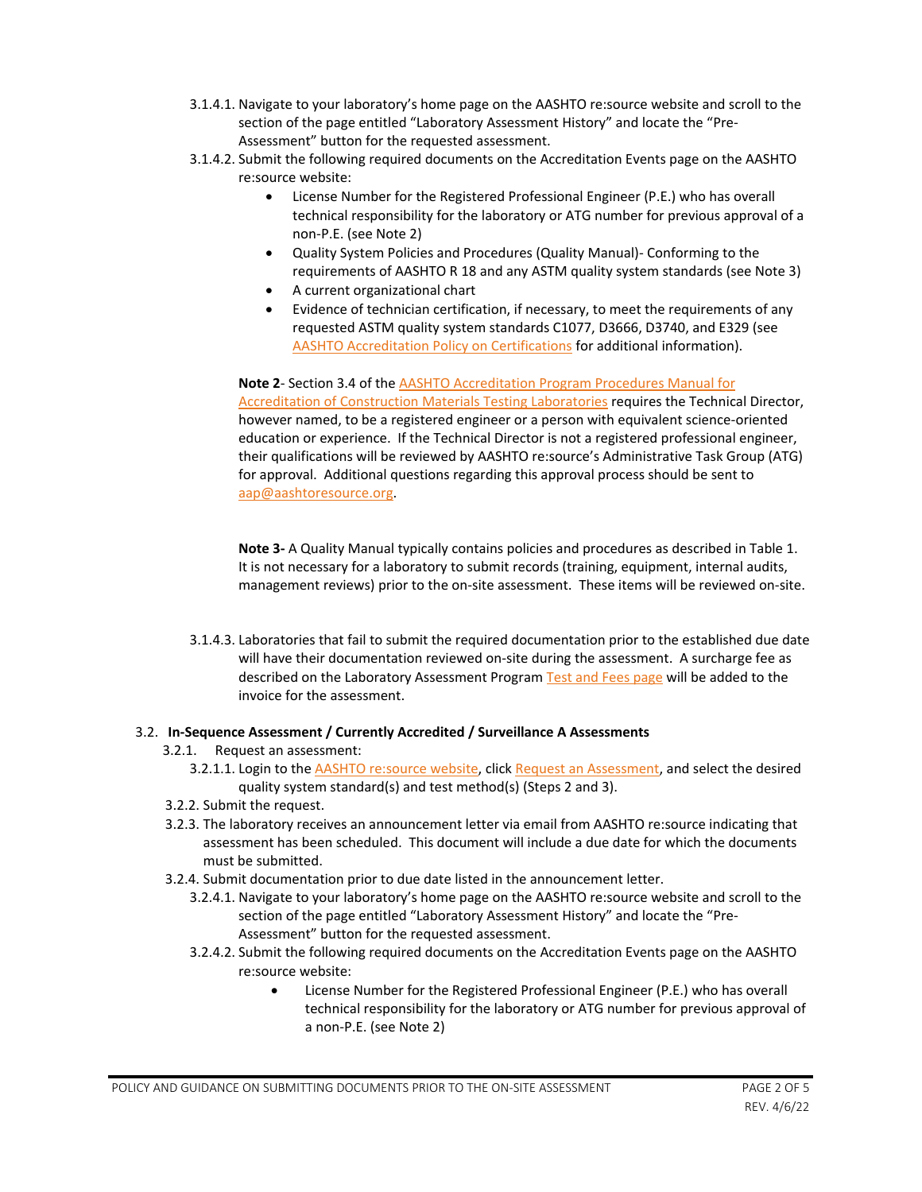3.1.4.1. Navigate to your laboratory's home page on the AASHTO re:source website and scroll to the section of the page entitled "Laboratory Assessment History" and locate the "Pre-Assessment" button for the requested assessment.

3.1.4.2. Submit the following required documents on the Accreditation Events page on the AASHTO re:source website:

- License Number for the Registered Professional Engineer (P.E.) who has overall technical responsibility for the laboratory or ATG number for previous approval of a non-P.E. (see Note 2)
- Quality System Policies and Procedures (Quality Manual)- Conforming to the requirements of AASHTO R 18 and any ASTM quality system standards (see Note 3)
- A current organizational chart
- Evidence of technician certification, if necessary, to meet the requirements of any requested ASTM quality system standards C1077, D3666, D3740, and E329 (see AASHTO Accreditation Policy on Certifications for additional information).

**Note 2**- Section 3.4 of the AASHTO Accreditation Program Procedures Manual for Accreditation of Construction Materials Testing Laboratories requires the Technical Director, however named, to be a registered engineer or a person with equivalent science-oriented education or experience. If the Technical Director is not a registered professional engineer, their qualifications will be reviewed by AASHTO re:source's Administrative Task Group (ATG) for approval. Additional questions regarding this approval process should be sent to aap@aashtoresource.org.

**Note 3-** A Quality Manual typically contains policies and procedures as described in Table 1. It is not necessary for a laboratory to submit records (training, equipment, internal audits, management reviews) prior to the on-site assessment. These items will be reviewed on-site.

3.1.4.3. Laboratories that fail to submit the required documentation prior to the established due date will have their documentation reviewed on-site during the assessment. A surcharge fee as described on the Laboratory Assessment Program Test and Fees page will be added to the invoice for the assessment.

3.2. **In-Sequence Assessment / Currently Accredited / Surveillance A Assessments**

3.2.1. Request an assessment:

3.2.1.1. Login to the AASHTO re:source website, click Request an Assessment, and select the desired quality system standard(s) and test method(s) (Steps 2 and 3).

3.2.2. Submit the request.

3.2.3. The laboratory receives an announcement letter via email from AASHTO re:source indicating that assessment has been scheduled. This document will include a due date for which the documents must be submitted.

3.2.4. Submit documentation prior to due date listed in the announcement letter.

3.2.4.1. Navigate to your laboratory's home page on the AASHTO re:source website and scroll to the section of the page entitled "Laboratory Assessment History" and locate the "Pre-Assessment" button for the requested assessment.

3.2.4.2. Submit the following required documents on the Accreditation Events page on the AASHTO re:source website:

- License Number for the Registered Professional Engineer (P.E.) who has overall technical responsibility for the laboratory or ATG number for previous approval of a non-P.E. (see Note 2)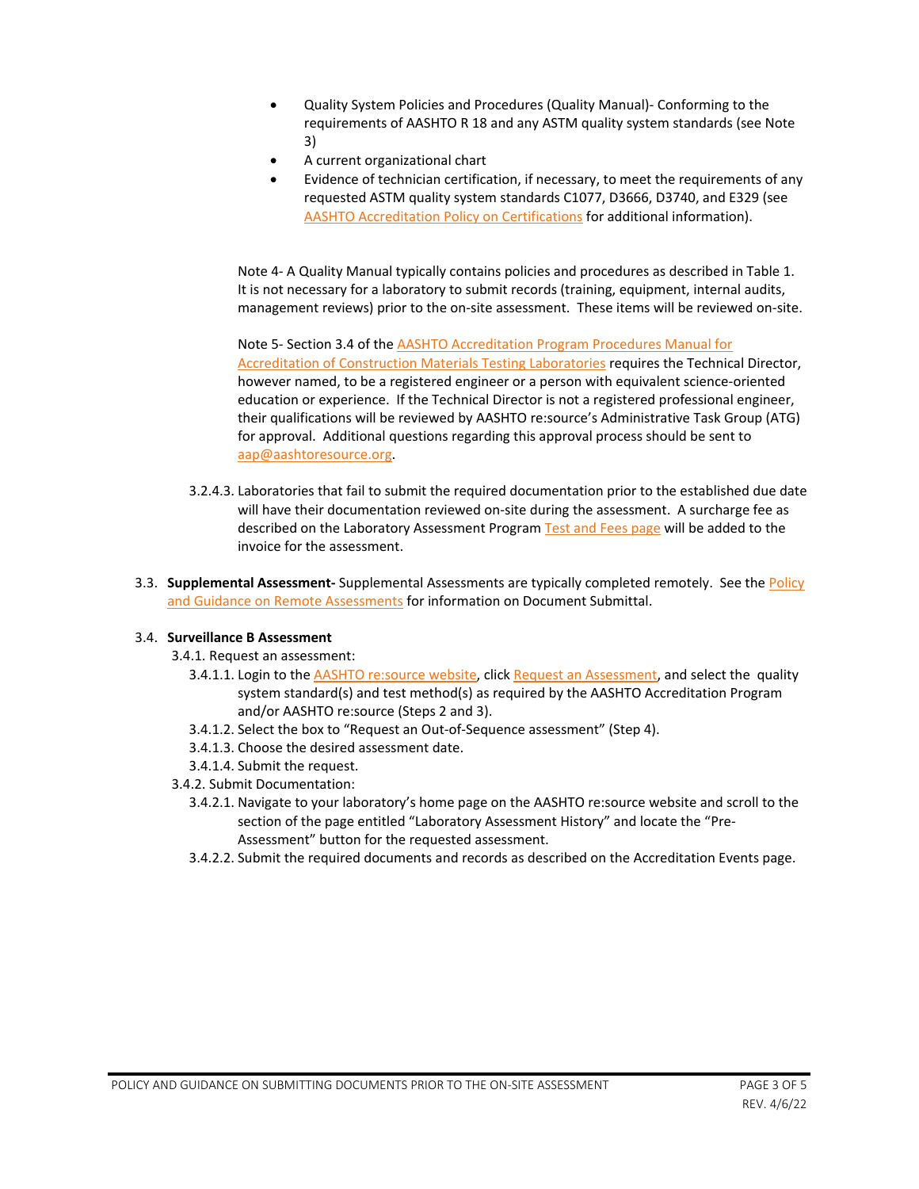- Quality System Policies and Procedures (Quality Manual)- Conforming to the requirements of AASHTO R 18 and any ASTM quality system standards (see Note 3)
- A current organizational chart
- Evidence of technician certification, if necessary, to meet the requirements of any requested ASTM quality system standards C1077, D3666, D3740, and E329 (see AASHTO Accreditation Policy on Certifications for additional information).

Note 4- A Quality Manual typically contains policies and procedures as described in Table 1. It is not necessary for a laboratory to submit records (training, equipment, internal audits, management reviews) prior to the on-site assessment. These items will be reviewed on-site.

Note 5- Section 3.4 of the AASHTO Accreditation Program Procedures Manual for Accreditation of Construction Materials Testing Laboratories requires the Technical Director, however named, to be a registered engineer or a person with equivalent science-oriented education or experience. If the Technical Director is not a registered professional engineer, their qualifications will be reviewed by AASHTO re:source's Administrative Task Group (ATG) for approval. Additional questions regarding this approval process should be sent to aap@aashtoresource.org.

3.2.4.3. Laboratories that fail to submit the required documentation prior to the established due date will have their documentation reviewed on-site during the assessment. A surcharge fee as described on the Laboratory Assessment Program Test and Fees page will be added to the invoice for the assessment.

3.3. **Supplemental Assessment-** Supplemental Assessments are typically completed remotely. See the Policy and Guidance on Remote Assessments for information on Document Submittal.

3.4. **Surveillance B Assessment**

3.4.1. Request an assessment:

3.4.1.1. Login to the AASHTO re:source website, click Request an Assessment, and select the quality system standard(s) and test method(s) as required by the AASHTO Accreditation Program and/or AASHTO re:source (Steps 2 and 3).

3.4.1.2. Select the box to "Request an Out-of-Sequence assessment" (Step 4).

3.4.1.3. Choose the desired assessment date.

3.4.1.4. Submit the request.

3.4.2. Submit Documentation:

3.4.2.1. Navigate to your laboratory's home page on the AASHTO re:source website and scroll to the section of the page entitled "Laboratory Assessment History" and locate the "Pre-Assessment" button for the requested assessment.

3.4.2.2. Submit the required documents and records as described on the Accreditation Events page.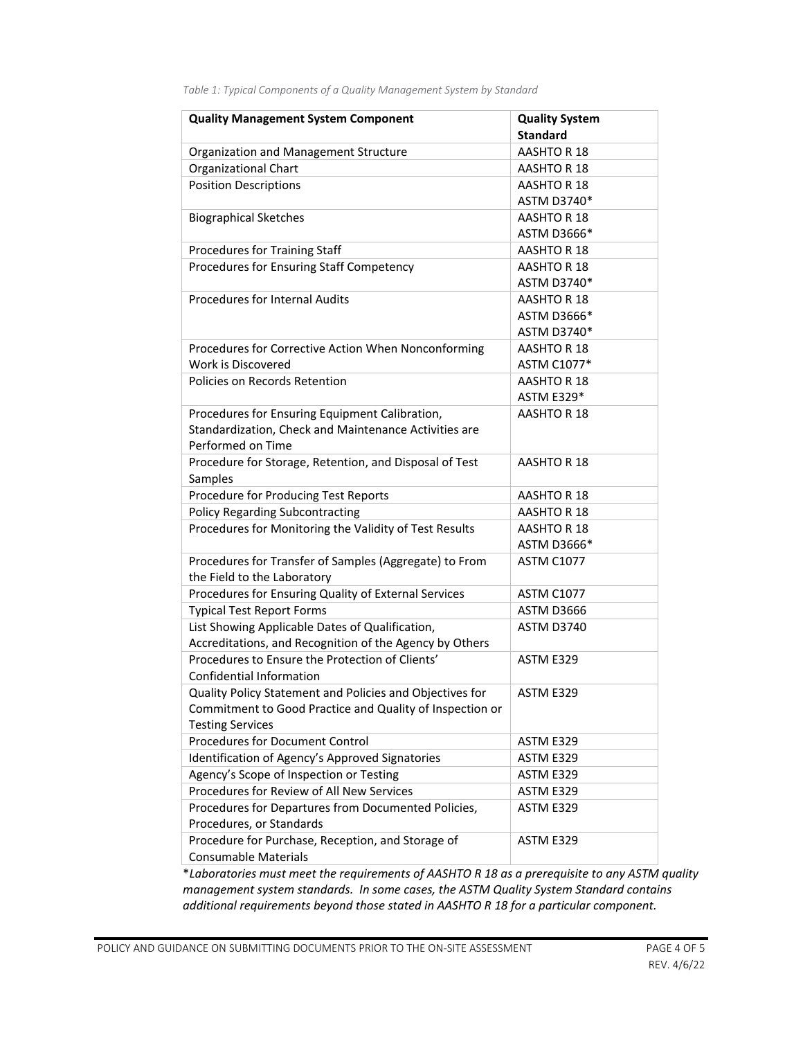*Table 1: Typical Components of a Quality Management System by Standard*

| Quality Management System Component | Quality System Standard |
|---|---|
| Organization and Management Structure | AASHTO R 18 |
| Organizational Chart | AASHTO R 18 |
| Position Descriptions | AASHTO R 18<br>ASTM D3740* |
| Biographical Sketches | AASHTO R 18<br>ASTM D3666* |
| Procedures for Training Staff | AASHTO R 18 |
| Procedures for Ensuring Staff Competency | AASHTO R 18<br>ASTM D3740* |
| Procedures for Internal Audits | AASHTO R 18<br>ASTM D3666*<br>ASTM D3740* |
| Procedures for Corrective Action When Nonconforming Work is Discovered | AASHTO R 18<br>ASTM C1077* |
| Policies on Records Retention | AASHTO R 18<br>ASTM E329* |
| Procedures for Ensuring Equipment Calibration, Standardization, Check and Maintenance Activities are Performed on Time | AASHTO R 18 |
| Procedure for Storage, Retention, and Disposal of Test Samples | AASHTO R 18 |
| Procedure for Producing Test Reports | AASHTO R 18 |
| Policy Regarding Subcontracting | AASHTO R 18 |
| Procedures for Monitoring the Validity of Test Results | AASHTO R 18<br>ASTM D3666* |
| Procedures for Transfer of Samples (Aggregate) to From the Field to the Laboratory | ASTM C1077 |
| Procedures for Ensuring Quality of External Services | ASTM C1077 |
| Typical Test Report Forms | ASTM D3666 |
| List Showing Applicable Dates of Qualification, Accreditations, and Recognition of the Agency by Others | ASTM D3740 |
| Procedures to Ensure the Protection of Clients' Confidential Information | ASTM E329 |
| Quality Policy Statement and Policies and Objectives for Commitment to Good Practice and Quality of Inspection or Testing Services | ASTM E329 |
| Procedures for Document Control | ASTM E329 |
| Identification of Agency's Approved Signatories | ASTM E329 |
| Agency's Scope of Inspection or Testing | ASTM E329 |
| Procedures for Review of All New Services | ASTM E329 |
| Procedures for Departures from Documented Policies, Procedures, or Standards | ASTM E329 |
| Procedure for Purchase, Reception, and Storage of Consumable Materials | ASTM E329 |

**Laboratories must meet the requirements of AASHTO R 18 as a prerequisite to any ASTM quality management system standards. In some cases, the ASTM Quality System Standard contains additional requirements beyond those stated in AASHTO R 18 for a particular component.*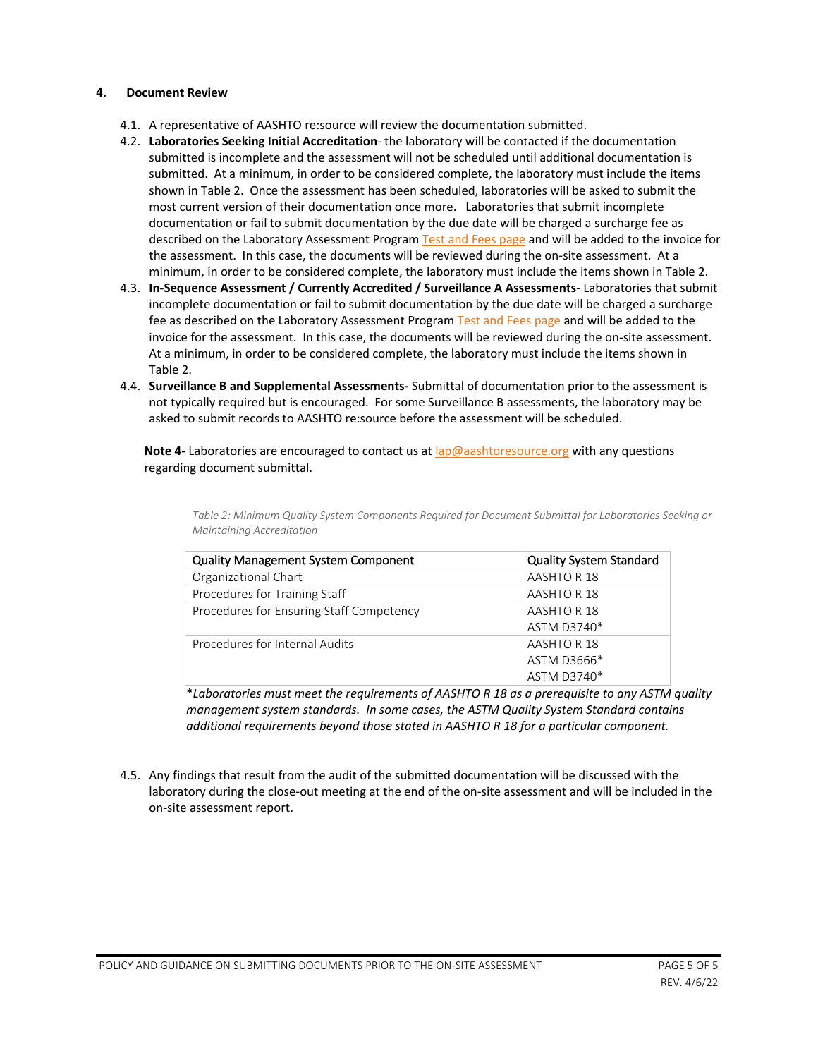## 4. Document Review

4.1. A representative of AASHTO re:source will review the documentation submitted.

4.2. **Laboratories Seeking Initial Accreditation**- the laboratory will be contacted if the documentation submitted is incomplete and the assessment will not be scheduled until additional documentation is submitted. At a minimum, in order to be considered complete, the laboratory must include the items shown in Table 2. Once the assessment has been scheduled, laboratories will be asked to submit the most current version of their documentation once more. Laboratories that submit incomplete documentation or fail to submit documentation by the due date will be charged a surcharge fee as described on the Laboratory Assessment Program Test and Fees page and will be added to the invoice for the assessment. In this case, the documents will be reviewed during the on-site assessment. At a minimum, in order to be considered complete, the laboratory must include the items shown in Table 2.

4.3. **In-Sequence Assessment / Currently Accredited / Surveillance A Assessments**- Laboratories that submit incomplete documentation or fail to submit documentation by the due date will be charged a surcharge fee as described on the Laboratory Assessment Program Test and Fees page and will be added to the invoice for the assessment. In this case, the documents will be reviewed during the on-site assessment. At a minimum, in order to be considered complete, the laboratory must include the items shown in Table 2.

4.4. **Surveillance B and Supplemental Assessments-** Submittal of documentation prior to the assessment is not typically required but is encouraged. For some Surveillance B assessments, the laboratory may be asked to submit records to AASHTO re:source before the assessment will be scheduled.

**Note 4-** Laboratories are encouraged to contact us at lap@aashtoresource.org with any questions regarding document submittal.

*Table 2: Minimum Quality System Components Required for Document Submittal for Laboratories Seeking or Maintaining Accreditation*

| Quality Management System Component | Quality System Standard |
|---|---|
| Organizational Chart | AASHTO R 18 |
| Procedures for Training Staff | AASHTO R 18 |
| Procedures for Ensuring Staff Competency | AASHTO R 18<br>ASTM D3740* |
| Procedures for Internal Audits | AASHTO R 18<br>ASTM D3666*<br>ASTM D3740* |

**Laboratories must meet the requirements of AASHTO R 18 as a prerequisite to any ASTM quality management system standards. In some cases, the ASTM Quality System Standard contains additional requirements beyond those stated in AASHTO R 18 for a particular component.*

4.5. Any findings that result from the audit of the submitted documentation will be discussed with the laboratory during the close-out meeting at the end of the on-site assessment and will be included in the on-site assessment report.